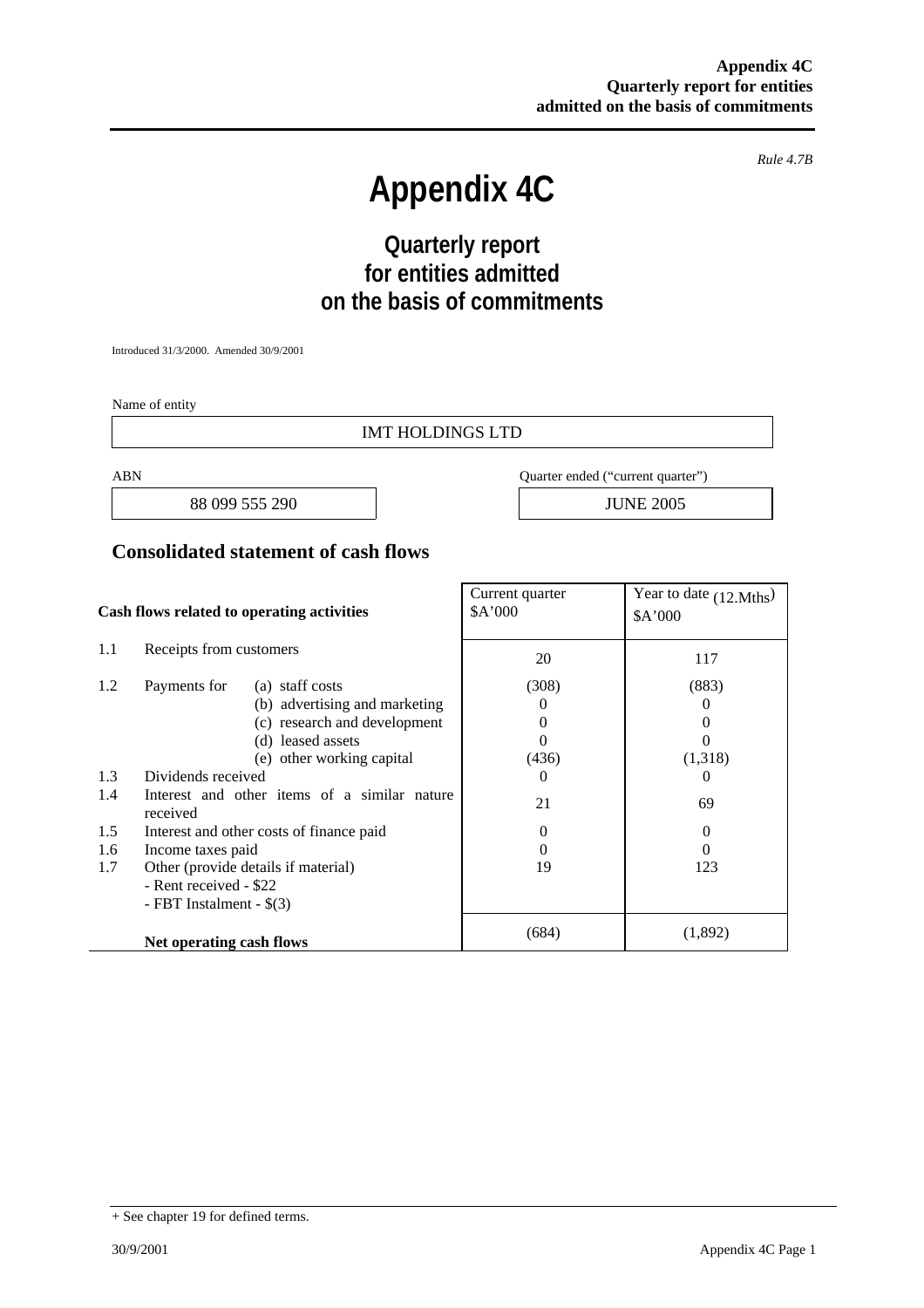*Rule 4.7B*

# Appendix 4C

## Quarterly report for entities admitted on the basis of commitments

Introduced 31/3/2000. Amended 30/9/2001

Name of entity

IMT HOLDINGS LTD

| ABN | Quarter ended ("current quarter") |
|---|---|
| 88 099 555 290 | JUNE 2005 |

## Consolidated statement of cash flows

| | Cash flows related to operating activities | Current quarter $A'000 | Year to date (12.Mths) $A'000 |
|---|---|---|---|
| 1.1 | Receipts from customers | 20 | 117 |
| 1.2 | Payments for (a) staff costs | (308) | (883) |
| | (b) advertising and marketing | 0 | 0 |
| | (c) research and development | 0 | 0 |
| | (d) leased assets | 0 | 0 |
| | (e) other working capital | (436) | (1,318) |
| 1.3 | Dividends received | 0 | 0 |
| 1.4 | Interest and other items of a similar nature received | 21 | 69 |
| 1.5 | Interest and other costs of finance paid | 0 | 0 |
| 1.6 | Income taxes paid | 0 | 0 |
| 1.7 | Other (provide details if material)<br>- Rent received - $22<br>- FBT Instalment - $(3) | 19 | 123 |
| | **Net operating cash flows** | (684) | (1,892) |

+ See chapter 19 for defined terms.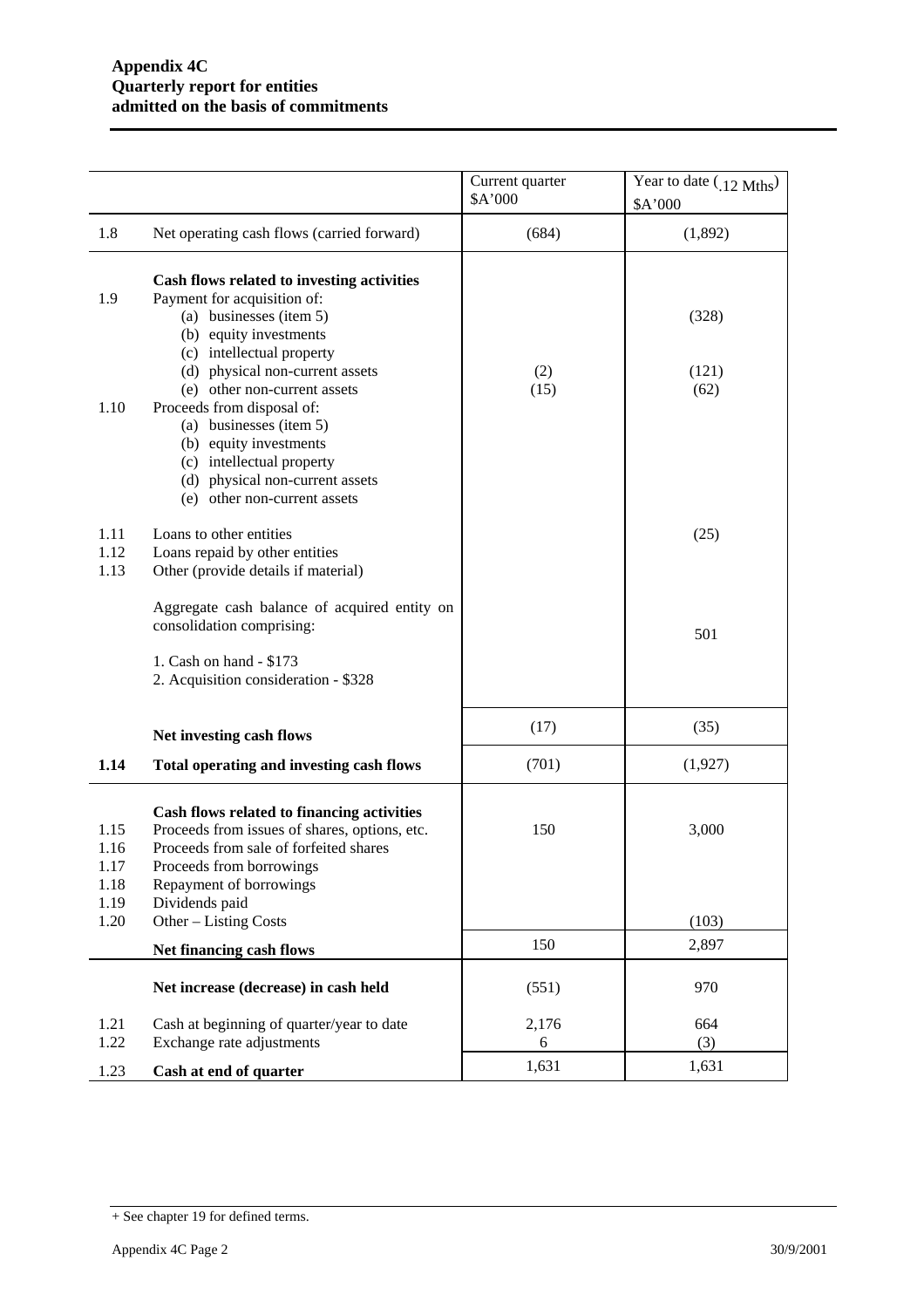**Appendix 4C**
**Quarterly report for entities**
**admitted on the basis of commitments**

| | | Current quarter \$A'000 | Year to date (12 Mths) \$A'000 |
|---|---|---|---|
| 1.8 | Net operating cash flows (carried forward) | (684) | (1,892) |
| | **Cash flows related to investing activities** | | |
| 1.9 | Payment for acquisition of: | | |
| | (a) businesses (item 5) | | (328) |
| | (b) equity investments | | |
| | (c) intellectual property | | |
| | (d) physical non-current assets | (2) | (121) |
| | (e) other non-current assets | (15) | (62) |
| 1.10 | Proceeds from disposal of: | | |
| | (a) businesses (item 5) | | |
| | (b) equity investments | | |
| | (c) intellectual property | | |
| | (d) physical non-current assets | | |
| | (e) other non-current assets | | |
| 1.11 | Loans to other entities | | (25) |
| 1.12 | Loans repaid by other entities | | |
| 1.13 | Other (provide details if material) | | |
| | Aggregate cash balance of acquired entity on consolidation comprising: 1. Cash on hand - \$173 2. Acquisition consideration - \$328 | | 501 |
| | **Net investing cash flows** | (17) | (35) |
| **1.14** | **Total operating and investing cash flows** | (701) | (1,927) |
| | **Cash flows related to financing activities** | | |
| 1.15 | Proceeds from issues of shares, options, etc. | 150 | 3,000 |
| 1.16 | Proceeds from sale of forfeited shares | | |
| 1.17 | Proceeds from borrowings | | |
| 1.18 | Repayment of borrowings | | |
| 1.19 | Dividends paid | | |
| 1.20 | Other – Listing Costs | | (103) |
| | **Net financing cash flows** | 150 | 2,897 |
| | **Net increase (decrease) in cash held** | (551) | 970 |
| 1.21 | Cash at beginning of quarter/year to date | 2,176 | 664 |
| 1.22 | Exchange rate adjustments | 6 | (3) |
| 1.23 | **Cash at end of quarter** | 1,631 | 1,631 |

+ See chapter 19 for defined terms.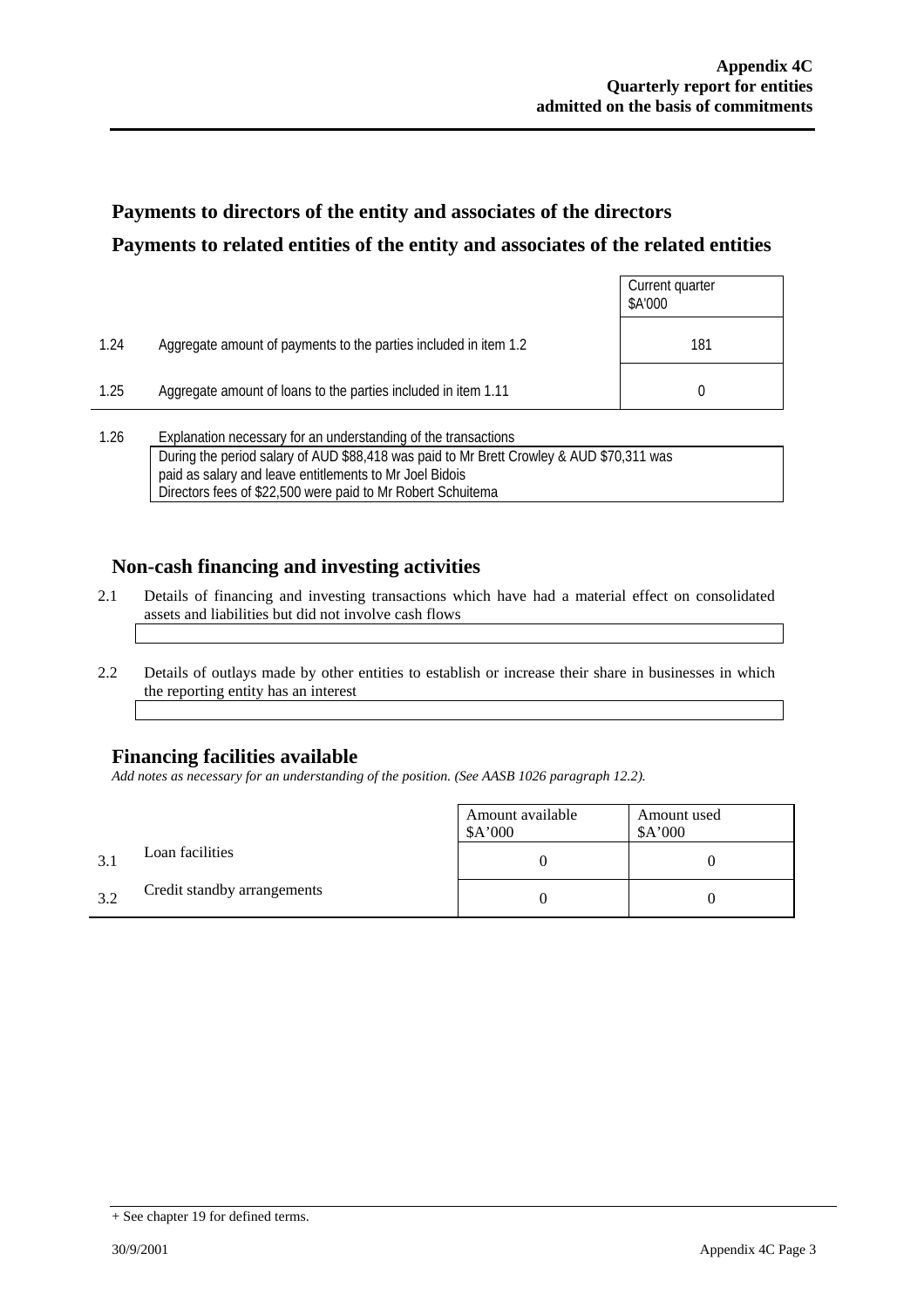## Payments to directors of the entity and associates of the directors

## Payments to related entities of the entity and associates of the related entities

| | | Current quarter $A'000 |
|---|---|---|
| 1.24 | Aggregate amount of payments to the parties included in item 1.2 | 181 |
| 1.25 | Aggregate amount of loans to the parties included in item 1.11 | 0 |

1.26 Explanation necessary for an understanding of the transactions

During the period salary of AUD $88,418 was paid to Mr Brett Crowley & AUD $70,311 was paid as salary and leave entitlements to Mr Joel Bidois
Directors fees of $22,500 were paid to Mr Robert Schuitema

## Non-cash financing and investing activities

2.1 Details of financing and investing transactions which have had a material effect on consolidated assets and liabilities but did not involve cash flows

2.2 Details of outlays made by other entities to establish or increase their share in businesses in which the reporting entity has an interest

## Financing facilities available

*Add notes as necessary for an understanding of the position. (See AASB 1026 paragraph 12.2).*

| | | Amount available $A'000 | Amount used $A'000 |
|---|---|---|---|
| 3.1 | Loan facilities | 0 | 0 |
| 3.2 | Credit standby arrangements | 0 | 0 |

+ See chapter 19 for defined terms.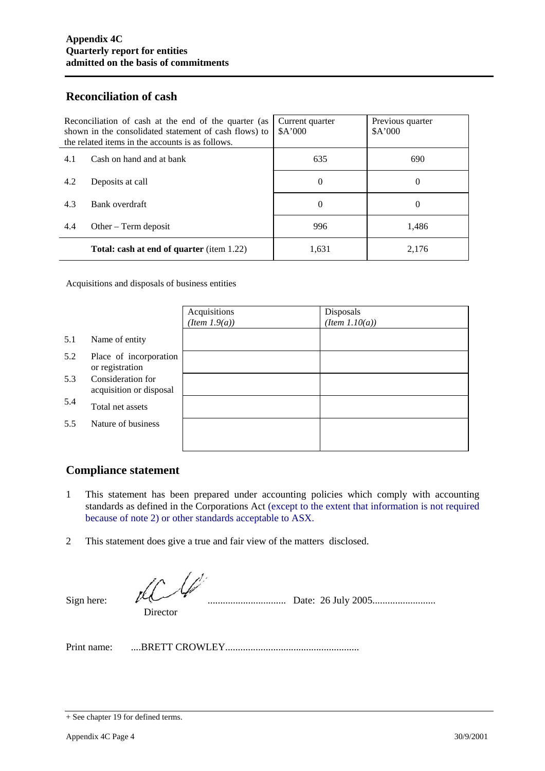**Appendix 4C**
**Quarterly report for entities**
**admitted on the basis of commitments**

## Reconciliation of cash

| Reconciliation of cash at the end of the quarter (as shown in the consolidated statement of cash flows) to the related items in the accounts is as follows. | | Current quarter $A'000 | Previous quarter $A'000 |
|---|---|---|---|
| 4.1 | Cash on hand and at bank | 635 | 690 |
| 4.2 | Deposits at call | 0 | 0 |
| 4.3 | Bank overdraft | 0 | 0 |
| 4.4 | Other – Term deposit | 996 | 1,486 |
| | **Total: cash at end of quarter** (item 1.22) | 1,631 | 2,176 |

Acquisitions and disposals of business entities

| | | Acquisitions *(Item 1.9(a))* | Disposals *(Item 1.10(a))* |
|---|---|---|---|
| 5.1 | Name of entity | | |
| 5.2 | Place of incorporation or registration | | |
| 5.3 | Consideration for acquisition or disposal | | |
| 5.4 | Total net assets | | |
| 5.5 | Nature of business | | |

## Compliance statement

1 This statement has been prepared under accounting policies which comply with accounting standards as defined in the Corporations Act (except to the extent that information is not required because of note 2) or other standards acceptable to ASX.

2 This statement does give a true and fair view of the matters disclosed.

Sign here: ............................... Date: 26 July 2005.........................
Director

Print name: ....BRETT CROWLEY....................................................

+ See chapter 19 for defined terms.